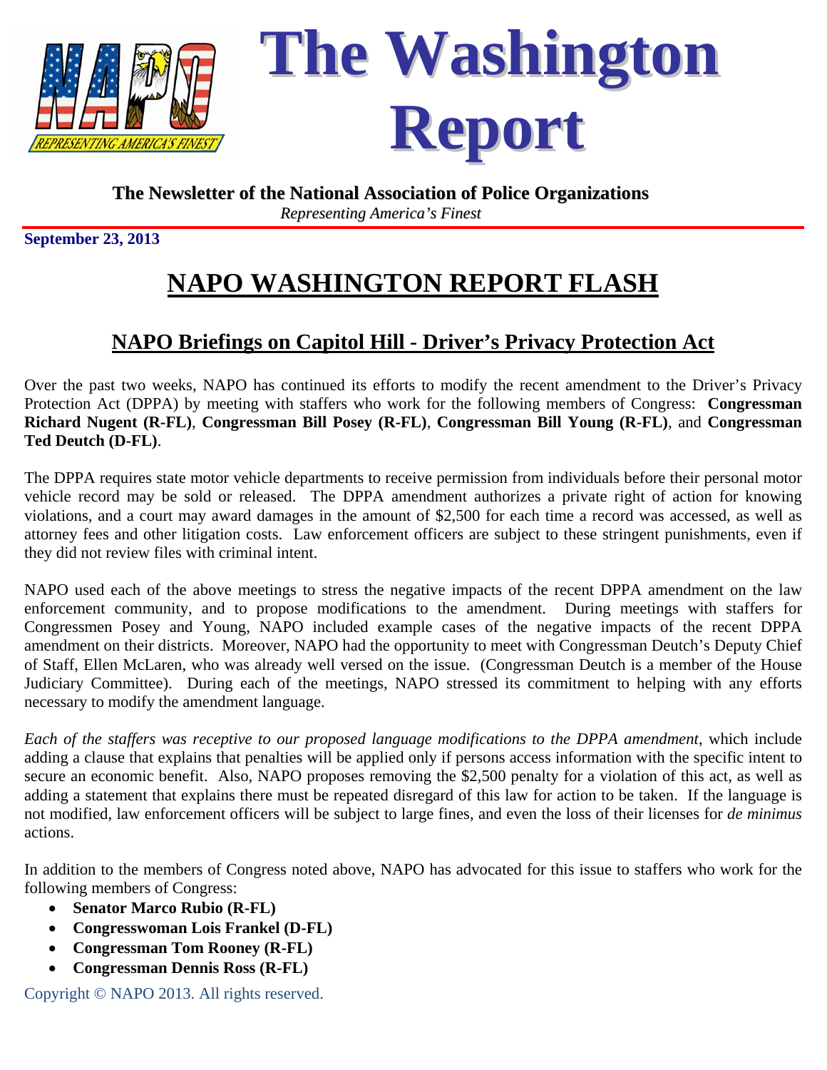# The Washington Report

**The Newsletter of the National Association of Police Organizations**

*Representing America's Finest*

**September 23, 2013**

## NAPO WASHINGTON REPORT FLASH

### NAPO Briefings on Capitol Hill - Driver's Privacy Protection Act

Over the past two weeks, NAPO has continued its efforts to modify the recent amendment to the Driver's Privacy Protection Act (DPPA) by meeting with staffers who work for the following members of Congress: **Congressman Richard Nugent (R-FL)**, **Congressman Bill Posey (R-FL)**, **Congressman Bill Young (R-FL)**, and **Congressman Ted Deutch (D-FL)**.

The DPPA requires state motor vehicle departments to receive permission from individuals before their personal motor vehicle record may be sold or released. The DPPA amendment authorizes a private right of action for knowing violations, and a court may award damages in the amount of $2,500 for each time a record was accessed, as well as attorney fees and other litigation costs. Law enforcement officers are subject to these stringent punishments, even if they did not review files with criminal intent.

NAPO used each of the above meetings to stress the negative impacts of the recent DPPA amendment on the law enforcement community, and to propose modifications to the amendment. During meetings with staffers for Congressmen Posey and Young, NAPO included example cases of the negative impacts of the recent DPPA amendment on their districts. Moreover, NAPO had the opportunity to meet with Congressman Deutch's Deputy Chief of Staff, Ellen McLaren, who was already well versed on the issue. (Congressman Deutch is a member of the House Judiciary Committee). During each of the meetings, NAPO stressed its commitment to helping with any efforts necessary to modify the amendment language.

*Each of the staffers was receptive to our proposed language modifications to the DPPA amendment*, which include adding a clause that explains that penalties will be applied only if persons access information with the specific intent to secure an economic benefit. Also, NAPO proposes removing the $2,500 penalty for a violation of this act, as well as adding a statement that explains there must be repeated disregard of this law for action to be taken. If the language is not modified, law enforcement officers will be subject to large fines, and even the loss of their licenses for *de minimus* actions.

In addition to the members of Congress noted above, NAPO has advocated for this issue to staffers who work for the following members of Congress:

- **Senator Marco Rubio (R-FL)**
- **Congresswoman Lois Frankel (D-FL)**
- **Congressman Tom Rooney (R-FL)**
- **Congressman Dennis Ross (R-FL)**

Copyright © NAPO 2013. All rights reserved.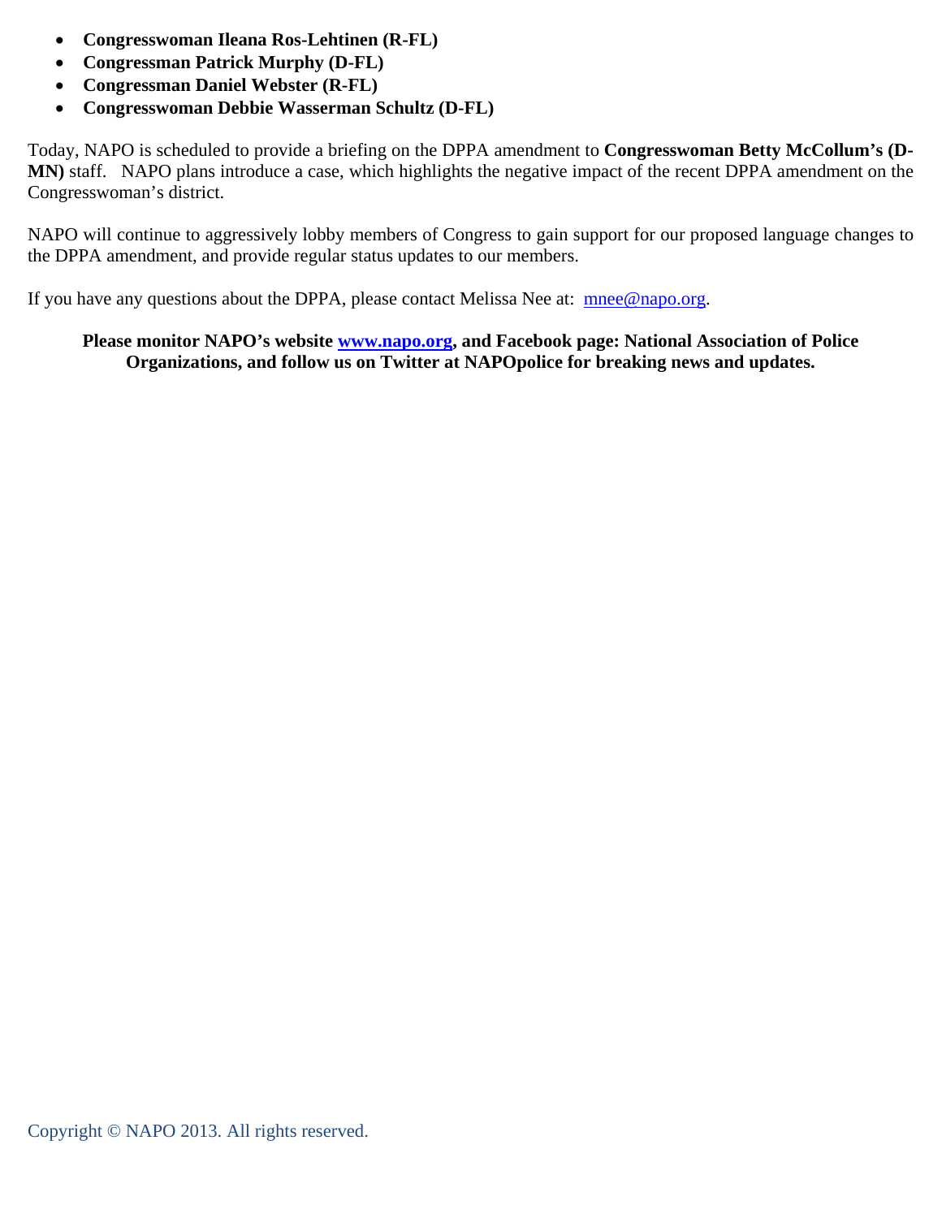- **Congresswoman Ileana Ros-Lehtinen (R-FL)**
- **Congressman Patrick Murphy (D-FL)**
- **Congressman Daniel Webster (R-FL)**
- **Congresswoman Debbie Wasserman Schultz (D-FL)**

Today, NAPO is scheduled to provide a briefing on the DPPA amendment to **Congresswoman Betty McCollum's (D-MN)** staff. NAPO plans introduce a case, which highlights the negative impact of the recent DPPA amendment on the Congresswoman's district.

NAPO will continue to aggressively lobby members of Congress to gain support for our proposed language changes to the DPPA amendment, and provide regular status updates to our members.

If you have any questions about the DPPA, please contact Melissa Nee at: mnee@napo.org.

**Please monitor NAPO's website www.napo.org, and Facebook page: National Association of Police Organizations, and follow us on Twitter at NAPOpolice for breaking news and updates.**

Copyright © NAPO 2013. All rights reserved.